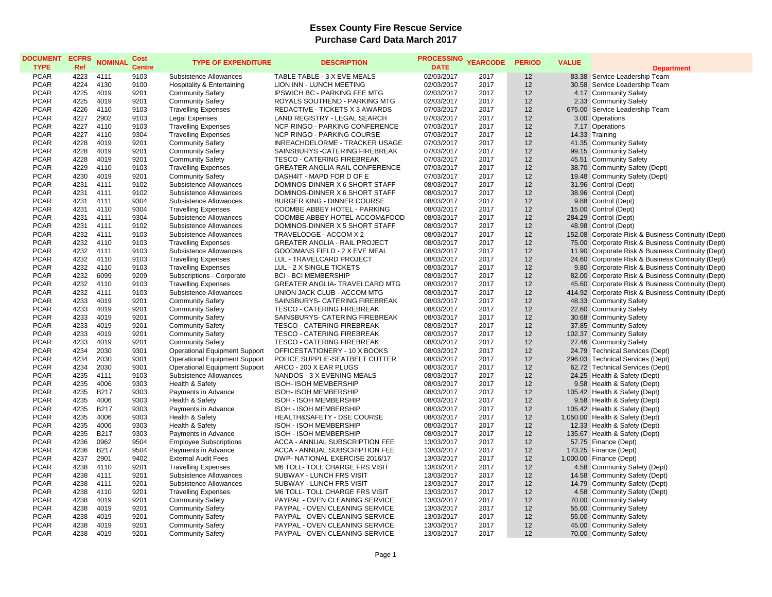# Essex County Fire Rescue Service
## Purchase Card Data March 2017

| DOCUMENT TYPE | ECFRS Ref | NOMINAL | Cost Centre | TYPE OF EXPENDITURE | DESCRIPTION | PROCESSING DATE | YEARCODE | PERIOD | VALUE | Department |
|---|---|---|---|---|---|---|---|---|---|---|
| PCAR | 4223 | 4111 | 9103 | Subsistence Allowances | TABLE TABLE - 3 X EVE MEALS | 02/03/2017 | 2017 | 12 | 83.38 | Service Leadership Team |
| PCAR | 4224 | 4130 | 9100 | Hospitality & Entertaining | LION INN - LUNCH MEETING | 02/03/2017 | 2017 | 12 | 30.58 | Service Leadership Team |
| PCAR | 4225 | 4019 | 9201 | Community Safety | IPSWICH BC - PARKING FEE MTG | 02/03/2017 | 2017 | 12 | 4.17 | Community Safety |
| PCAR | 4225 | 4019 | 9201 | Community Safety | ROYALS SOUTHEND - PARKING MTG | 02/03/2017 | 2017 | 12 | 2.33 | Community Safety |
| PCAR | 4226 | 4110 | 9103 | Travelling Expenses | REDACTIVE - TICKETS X 3 AWARDS | 07/03/2017 | 2017 | 12 | 675.00 | Service Leadership Team |
| PCAR | 4227 | 2902 | 9103 | Legal Expenses | LAND REGISTRY - LEGAL SEARCH | 07/03/2017 | 2017 | 12 | 3.00 | Operations |
| PCAR | 4227 | 4110 | 9103 | Travelling Expenses | NCP RINGO - PARKING CONFERENCE | 07/03/2017 | 2017 | 12 | 7.17 | Operations |
| PCAR | 4227 | 4110 | 9304 | Travelling Expenses | NCP RINGO - PARKING COURSE | 07/03/2017 | 2017 | 12 | 14.33 | Training |
| PCAR | 4228 | 4019 | 9201 | Community Safety | INREACHDELORME - TRACKER USAGE | 07/03/2017 | 2017 | 12 | 41.35 | Community Safety |
| PCAR | 4228 | 4019 | 9201 | Community Safety | SAINSBURYS -CATERING FIREBREAK | 07/03/2017 | 2017 | 12 | 99.15 | Community Safety |
| PCAR | 4228 | 4019 | 9201 | Community Safety | TESCO - CATERING FIREBREAK | 07/03/2017 | 2017 | 12 | 45.51 | Community Safety |
| PCAR | 4229 | 4110 | 9103 | Travelling Expenses | GREATER ANGLIA-RAIL CONFERENCE | 07/03/2017 | 2017 | 12 | 38.70 | Community Safety (Dept) |
| PCAR | 4230 | 4019 | 9201 | Community Safety | DASH4IT - MAPD FOR D OF E | 07/03/2017 | 2017 | 12 | 19.48 | Community Safety (Dept) |
| PCAR | 4231 | 4111 | 9102 | Subsistence Allowances | DOMINOS-DINNER X 6 SHORT STAFF | 08/03/2017 | 2017 | 12 | 31.96 | Control (Dept) |
| PCAR | 4231 | 4111 | 9102 | Subsistence Allowances | DOMINOS-DINNER X 6 SHORT STAFF | 08/03/2017 | 2017 | 12 | 38.96 | Control (Dept) |
| PCAR | 4231 | 4111 | 9304 | Subsistence Allowances | BURGER KING - DINNER COURSE | 08/03/2017 | 2017 | 12 | 9.88 | Control (Dept) |
| PCAR | 4231 | 4110 | 9304 | Travelling Expenses | COOMBE ABBEY HOTEL - PARKING | 08/03/2017 | 2017 | 12 | 15.00 | Control (Dept) |
| PCAR | 4231 | 4111 | 9304 | Subsistence Allowances | COOMBE ABBEY HOTEL-ACCOM&FOOD | 08/03/2017 | 2017 | 12 | 284.29 | Control (Dept) |
| PCAR | 4231 | 4111 | 9102 | Subsistence Allowances | DOMINOS-DINNER X 5 SHORT STAFF | 08/03/2017 | 2017 | 12 | 48.98 | Control (Dept) |
| PCAR | 4232 | 4111 | 9103 | Subsistence Allowances | TRAVELODGE - ACCOM X 2 | 08/03/2017 | 2017 | 12 | 152.08 | Corporate Risk & Business Continuity (Dept) |
| PCAR | 4232 | 4110 | 9103 | Travelling Expenses | GREATER ANGLIA - RAIL PROJECT | 08/03/2017 | 2017 | 12 | 75.00 | Corporate Risk & Business Continuity (Dept) |
| PCAR | 4232 | 4111 | 9103 | Subsistence Allowances | GOODMANS FIELD - 2 X EVE MEAL | 08/03/2017 | 2017 | 12 | 11.90 | Corporate Risk & Business Continuity (Dept) |
| PCAR | 4232 | 4110 | 9103 | Travelling Expenses | LUL - TRAVELCARD PROJECT | 08/03/2017 | 2017 | 12 | 24.60 | Corporate Risk & Business Continuity (Dept) |
| PCAR | 4232 | 4110 | 9103 | Travelling Expenses | LUL - 2 X SINGLE TICKETS | 08/03/2017 | 2017 | 12 | 9.80 | Corporate Risk & Business Continuity (Dept) |
| PCAR | 4232 | 6099 | 9209 | Subscriptions - Corporate | BCI - BCI MEMBERSHIP | 08/03/2017 | 2017 | 12 | 82.00 | Corporate Risk & Business Continuity (Dept) |
| PCAR | 4232 | 4110 | 9103 | Travelling Expenses | GREATER ANGLIA- TRAVELCARD MTG | 08/03/2017 | 2017 | 12 | 45.60 | Corporate Risk & Business Continuity (Dept) |
| PCAR | 4232 | 4111 | 9103 | Subsistence Allowances | UNION JACK CLUB - ACCOM MTG | 08/03/2017 | 2017 | 12 | 414.92 | Corporate Risk & Business Continuity (Dept) |
| PCAR | 4233 | 4019 | 9201 | Community Safety | SAINSBURYS- CATERING FIREBREAK | 08/03/2017 | 2017 | 12 | 48.33 | Community Safety |
| PCAR | 4233 | 4019 | 9201 | Community Safety | TESCO - CATERING FIREBREAK | 08/03/2017 | 2017 | 12 | 22.60 | Community Safety |
| PCAR | 4233 | 4019 | 9201 | Community Safety | SAINSBURYS- CATERING FIREBREAK | 08/03/2017 | 2017 | 12 | 30.68 | Community Safety |
| PCAR | 4233 | 4019 | 9201 | Community Safety | TESCO - CATERING FIREBREAK | 08/03/2017 | 2017 | 12 | 37.85 | Community Safety |
| PCAR | 4233 | 4019 | 9201 | Community Safety | TESCO - CATERING FIREBREAK | 08/03/2017 | 2017 | 12 | 102.37 | Community Safety |
| PCAR | 4233 | 4019 | 9201 | Community Safety | TESCO - CATERING FIREBREAK | 08/03/2017 | 2017 | 12 | 27.46 | Community Safety |
| PCAR | 4234 | 2030 | 9301 | Operational Equipment Support | OFFICESTATIONERY - 10 X BOOKS | 08/03/2017 | 2017 | 12 | 24.79 | Technical Services (Dept) |
| PCAR | 4234 | 2030 | 9301 | Operational Equipment Support | POLICE SUPPLIE-SEATBELT CUTTER | 08/03/2017 | 2017 | 12 | 296.03 | Technical Services (Dept) |
| PCAR | 4234 | 2030 | 9301 | Operational Equipment Support | ARCO - 200 X EAR PLUGS | 08/03/2017 | 2017 | 12 | 62.72 | Technical Services (Dept) |
| PCAR | 4235 | 4111 | 9103 | Subsistence Allowances | NANDOS - 3 X EVENING MEALS | 08/03/2017 | 2017 | 12 | 24.25 | Health & Safety (Dept) |
| PCAR | 4235 | 4006 | 9303 | Health & Safety | ISOH- ISOH MEMBERSHIP | 08/03/2017 | 2017 | 12 | 9.58 | Health & Safety (Dept) |
| PCAR | 4235 | B217 | 9303 | Payments in Advance | ISOH- ISOH MEMBERSHIP | 08/03/2017 | 2017 | 12 | 105.42 | Health & Safety (Dept) |
| PCAR | 4235 | 4006 | 9303 | Health & Safety | ISOH - ISOH MEMBERSHIP | 08/03/2017 | 2017 | 12 | 9.58 | Health & Safety (Dept) |
| PCAR | 4235 | B217 | 9303 | Payments in Advance | ISOH - ISOH MEMBERSHIP | 08/03/2017 | 2017 | 12 | 105.42 | Health & Safety (Dept) |
| PCAR | 4235 | 4006 | 9303 | Health & Safety | HEALTH&SAFETY - DSE COURSE | 08/03/2017 | 2017 | 12 | 1,050.00 | Health & Safety (Dept) |
| PCAR | 4235 | 4006 | 9303 | Health & Safety | ISOH - ISOH MEMBERSHIP | 08/03/2017 | 2017 | 12 | 12.33 | Health & Safety (Dept) |
| PCAR | 4235 | B217 | 9303 | Payments in Advance | ISOH - ISOH MEMBERSHIP | 08/03/2017 | 2017 | 12 | 135.67 | Health & Safety (Dept) |
| PCAR | 4236 | 0962 | 9504 | Employee Subscriptions | ACCA - ANNUAL SUBSCRIPTION FEE | 13/03/2017 | 2017 | 12 | 57.75 | Finance (Dept) |
| PCAR | 4236 | B217 | 9504 | Payments in Advance | ACCA - ANNUAL SUBSCRIPTION FEE | 13/03/2017 | 2017 | 12 | 173.25 | Finance (Dept) |
| PCAR | 4237 | 2901 | 9402 | External Audit Fees | DWP- NATIONAL EXERCISE 2016/17 | 13/03/2017 | 2017 | 12 | 1,000.00 | Finance (Dept) |
| PCAR | 4238 | 4110 | 9201 | Travelling Expenses | M6 TOLL- TOLL CHARGE FRS VISIT | 13/03/2017 | 2017 | 12 | 4.58 | Community Safety (Dept) |
| PCAR | 4238 | 4111 | 9201 | Subsistence Allowances | SUBWAY - LUNCH FRS VISIT | 13/03/2017 | 2017 | 12 | 14.58 | Community Safety (Dept) |
| PCAR | 4238 | 4111 | 9201 | Subsistence Allowances | SUBWAY - LUNCH FRS VISIT | 13/03/2017 | 2017 | 12 | 14.79 | Community Safety (Dept) |
| PCAR | 4238 | 4110 | 9201 | Travelling Expenses | M6 TOLL- TOLL CHARGE FRS VISIT | 13/03/2017 | 2017 | 12 | 4.58 | Community Safety (Dept) |
| PCAR | 4238 | 4019 | 9201 | Community Safety | PAYPAL - OVEN CLEANING SERVICE | 13/03/2017 | 2017 | 12 | 70.00 | Community Safety |
| PCAR | 4238 | 4019 | 9201 | Community Safety | PAYPAL - OVEN CLEANING SERVICE | 13/03/2017 | 2017 | 12 | 55.00 | Community Safety |
| PCAR | 4238 | 4019 | 9201 | Community Safety | PAYPAL - OVEN CLEANING SERVICE | 13/03/2017 | 2017 | 12 | 55.00 | Community Safety |
| PCAR | 4238 | 4019 | 9201 | Community Safety | PAYPAL - OVEN CLEANING SERVICE | 13/03/2017 | 2017 | 12 | 45.00 | Community Safety |
| PCAR | 4238 | 4019 | 9201 | Community Safety | PAYPAL - OVEN CLEANING SERVICE | 13/03/2017 | 2017 | 12 | 70.00 | Community Safety |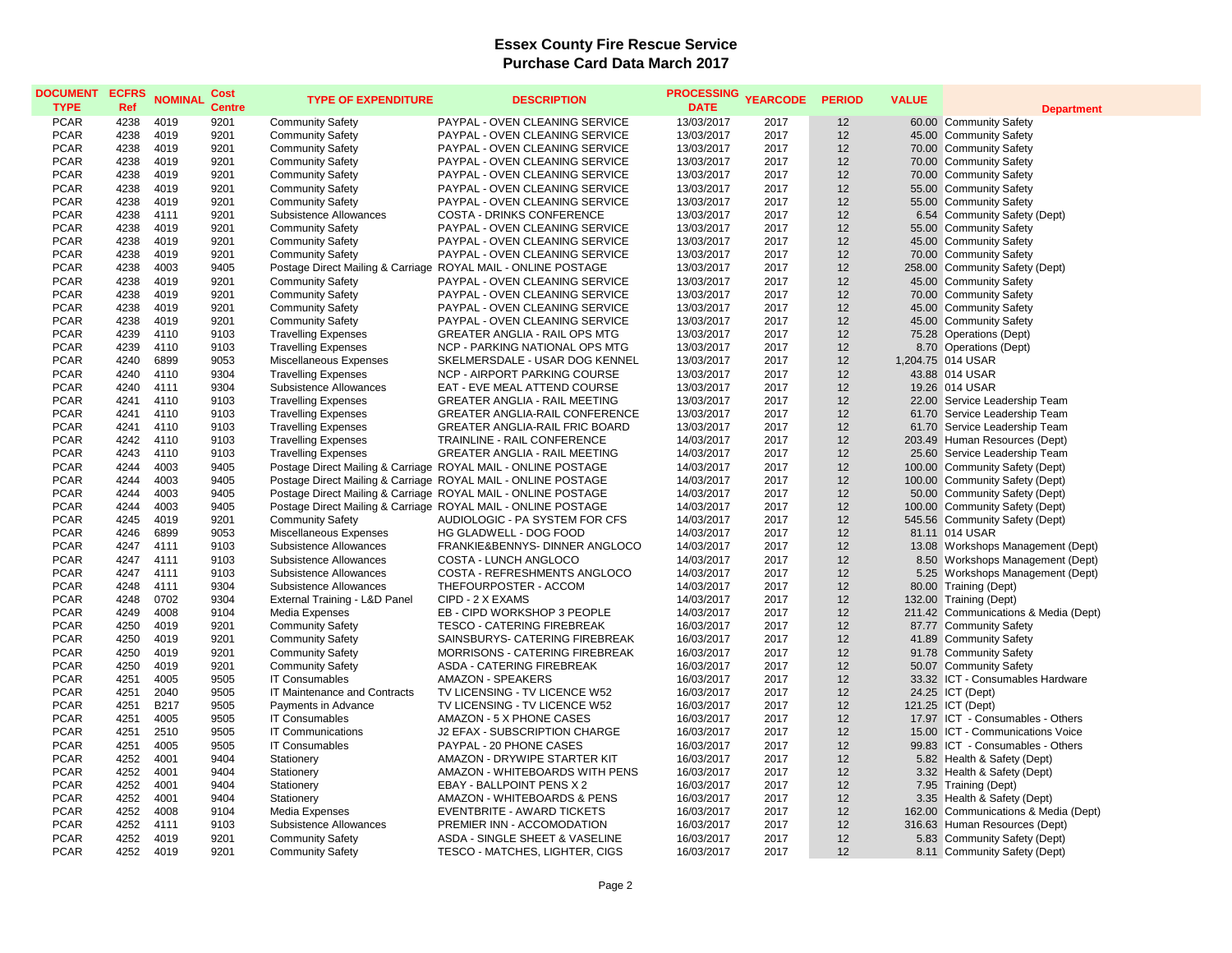# Essex County Fire Rescue Service
## Purchase Card Data March 2017

| DOCUMENT TYPE | ECFRS Ref | NOMINAL | Cost Centre | TYPE OF EXPENDITURE | DESCRIPTION | PROCESSING DATE | YEARCODE | PERIOD | VALUE | Department |
|---|---|---|---|---|---|---|---|---|---|---|
| PCAR | 4238 | 4019 | 9201 | Community Safety | PAYPAL - OVEN CLEANING SERVICE | 13/03/2017 | 2017 | 12 | 60.00 | Community Safety |
| PCAR | 4238 | 4019 | 9201 | Community Safety | PAYPAL - OVEN CLEANING SERVICE | 13/03/2017 | 2017 | 12 | 45.00 | Community Safety |
| PCAR | 4238 | 4019 | 9201 | Community Safety | PAYPAL - OVEN CLEANING SERVICE | 13/03/2017 | 2017 | 12 | 70.00 | Community Safety |
| PCAR | 4238 | 4019 | 9201 | Community Safety | PAYPAL - OVEN CLEANING SERVICE | 13/03/2017 | 2017 | 12 | 70.00 | Community Safety |
| PCAR | 4238 | 4019 | 9201 | Community Safety | PAYPAL - OVEN CLEANING SERVICE | 13/03/2017 | 2017 | 12 | 70.00 | Community Safety |
| PCAR | 4238 | 4019 | 9201 | Community Safety | PAYPAL - OVEN CLEANING SERVICE | 13/03/2017 | 2017 | 12 | 55.00 | Community Safety |
| PCAR | 4238 | 4019 | 9201 | Community Safety | PAYPAL - OVEN CLEANING SERVICE | 13/03/2017 | 2017 | 12 | 55.00 | Community Safety |
| PCAR | 4238 | 4111 | 9201 | Subsistence Allowances | COSTA - DRINKS CONFERENCE | 13/03/2017 | 2017 | 12 | 6.54 | Community Safety (Dept) |
| PCAR | 4238 | 4019 | 9201 | Community Safety | PAYPAL - OVEN CLEANING SERVICE | 13/03/2017 | 2017 | 12 | 55.00 | Community Safety |
| PCAR | 4238 | 4019 | 9201 | Community Safety | PAYPAL - OVEN CLEANING SERVICE | 13/03/2017 | 2017 | 12 | 45.00 | Community Safety |
| PCAR | 4238 | 4019 | 9201 | Community Safety | PAYPAL - OVEN CLEANING SERVICE | 13/03/2017 | 2017 | 12 | 70.00 | Community Safety |
| PCAR | 4238 | 4003 | 9405 | Postage Direct Mailing & Carriage | ROYAL MAIL - ONLINE POSTAGE | 13/03/2017 | 2017 | 12 | 258.00 | Community Safety (Dept) |
| PCAR | 4238 | 4019 | 9201 | Community Safety | PAYPAL - OVEN CLEANING SERVICE | 13/03/2017 | 2017 | 12 | 45.00 | Community Safety |
| PCAR | 4238 | 4019 | 9201 | Community Safety | PAYPAL - OVEN CLEANING SERVICE | 13/03/2017 | 2017 | 12 | 70.00 | Community Safety |
| PCAR | 4238 | 4019 | 9201 | Community Safety | PAYPAL - OVEN CLEANING SERVICE | 13/03/2017 | 2017 | 12 | 45.00 | Community Safety |
| PCAR | 4238 | 4019 | 9201 | Community Safety | PAYPAL - OVEN CLEANING SERVICE | 13/03/2017 | 2017 | 12 | 45.00 | Community Safety |
| PCAR | 4239 | 4110 | 9103 | Travelling Expenses | GREATER ANGLIA - RAIL OPS MTG | 13/03/2017 | 2017 | 12 | 75.28 | Operations (Dept) |
| PCAR | 4239 | 4110 | 9103 | Travelling Expenses | NCP - PARKING NATIONAL OPS MTG | 13/03/2017 | 2017 | 12 | 8.70 | Operations (Dept) |
| PCAR | 4240 | 6899 | 9053 | Miscellaneous Expenses | SKELMERSDALE - USAR DOG KENNEL | 13/03/2017 | 2017 | 12 | 1,204.75 | 014 USAR |
| PCAR | 4240 | 4110 | 9304 | Travelling Expenses | NCP - AIRPORT PARKING COURSE | 13/03/2017 | 2017 | 12 | 43.88 | 014 USAR |
| PCAR | 4240 | 4111 | 9304 | Subsistence Allowances | EAT - EVE MEAL ATTEND COURSE | 13/03/2017 | 2017 | 12 | 19.26 | 014 USAR |
| PCAR | 4241 | 4110 | 9103 | Travelling Expenses | GREATER ANGLIA - RAIL MEETING | 13/03/2017 | 2017 | 12 | 22.00 | Service Leadership Team |
| PCAR | 4241 | 4110 | 9103 | Travelling Expenses | GREATER ANGLIA-RAIL CONFERENCE | 13/03/2017 | 2017 | 12 | 61.70 | Service Leadership Team |
| PCAR | 4241 | 4110 | 9103 | Travelling Expenses | GREATER ANGLIA-RAIL FRIC BOARD | 13/03/2017 | 2017 | 12 | 61.70 | Service Leadership Team |
| PCAR | 4242 | 4110 | 9103 | Travelling Expenses | TRAINLINE - RAIL CONFERENCE | 14/03/2017 | 2017 | 12 | 203.49 | Human Resources (Dept) |
| PCAR | 4243 | 4110 | 9103 | Travelling Expenses | GREATER ANGLIA - RAIL MEETING | 14/03/2017 | 2017 | 12 | 25.60 | Service Leadership Team |
| PCAR | 4244 | 4003 | 9405 | Postage Direct Mailing & Carriage | ROYAL MAIL - ONLINE POSTAGE | 14/03/2017 | 2017 | 12 | 100.00 | Community Safety (Dept) |
| PCAR | 4244 | 4003 | 9405 | Postage Direct Mailing & Carriage | ROYAL MAIL - ONLINE POSTAGE | 14/03/2017 | 2017 | 12 | 100.00 | Community Safety (Dept) |
| PCAR | 4244 | 4003 | 9405 | Postage Direct Mailing & Carriage | ROYAL MAIL - ONLINE POSTAGE | 14/03/2017 | 2017 | 12 | 50.00 | Community Safety (Dept) |
| PCAR | 4244 | 4003 | 9405 | Postage Direct Mailing & Carriage | ROYAL MAIL - ONLINE POSTAGE | 14/03/2017 | 2017 | 12 | 100.00 | Community Safety (Dept) |
| PCAR | 4245 | 4019 | 9201 | Community Safety | AUDIOLOGIC - PA SYSTEM FOR CFS | 14/03/2017 | 2017 | 12 | 545.56 | Community Safety (Dept) |
| PCAR | 4246 | 6899 | 9053 | Miscellaneous Expenses | HG GLADWELL - DOG FOOD | 14/03/2017 | 2017 | 12 | 81.11 | 014 USAR |
| PCAR | 4247 | 4111 | 9103 | Subsistence Allowances | FRANKIE&BENNYS- DINNER ANGLOCO | 14/03/2017 | 2017 | 12 | 13.08 | Workshops Management (Dept) |
| PCAR | 4247 | 4111 | 9103 | Subsistence Allowances | COSTA - LUNCH ANGLOCO | 14/03/2017 | 2017 | 12 | 8.50 | Workshops Management (Dept) |
| PCAR | 4247 | 4111 | 9103 | Subsistence Allowances | COSTA - REFRESHMENTS ANGLOCO | 14/03/2017 | 2017 | 12 | 5.25 | Workshops Management (Dept) |
| PCAR | 4248 | 4111 | 9304 | Subsistence Allowances | THEFOURPOSTER - ACCOM | 14/03/2017 | 2017 | 12 | 80.00 | Training (Dept) |
| PCAR | 4248 | 0702 | 9304 | External Training - L&D Panel | CIPD - 2 X EXAMS | 14/03/2017 | 2017 | 12 | 132.00 | Training (Dept) |
| PCAR | 4249 | 4008 | 9104 | Media Expenses | EB - CIPD WORKSHOP 3 PEOPLE | 14/03/2017 | 2017 | 12 | 211.42 | Communications & Media (Dept) |
| PCAR | 4250 | 4019 | 9201 | Community Safety | TESCO - CATERING FIREBREAK | 16/03/2017 | 2017 | 12 | 87.77 | Community Safety |
| PCAR | 4250 | 4019 | 9201 | Community Safety | SAINSBURYS- CATERING FIREBREAK | 16/03/2017 | 2017 | 12 | 41.89 | Community Safety |
| PCAR | 4250 | 4019 | 9201 | Community Safety | MORRISONS - CATERING FIREBREAK | 16/03/2017 | 2017 | 12 | 91.78 | Community Safety |
| PCAR | 4250 | 4019 | 9201 | Community Safety | ASDA - CATERING FIREBREAK | 16/03/2017 | 2017 | 12 | 50.07 | Community Safety |
| PCAR | 4251 | 4005 | 9505 | IT Consumables | AMAZON - SPEAKERS | 16/03/2017 | 2017 | 12 | 33.32 | ICT - Consumables Hardware |
| PCAR | 4251 | 2040 | 9505 | IT Maintenance and Contracts | TV LICENSING - TV LICENCE W52 | 16/03/2017 | 2017 | 12 | 24.25 | ICT (Dept) |
| PCAR | 4251 | B217 | 9505 | Payments in Advance | TV LICENSING - TV LICENCE W52 | 16/03/2017 | 2017 | 12 | 121.25 | ICT (Dept) |
| PCAR | 4251 | 4005 | 9505 | IT Consumables | AMAZON - 5 X PHONE CASES | 16/03/2017 | 2017 | 12 | 17.97 | ICT - Consumables - Others |
| PCAR | 4251 | 2510 | 9505 | IT Communications | J2 EFAX - SUBSCRIPTION CHARGE | 16/03/2017 | 2017 | 12 | 15.00 | ICT - Communications Voice |
| PCAR | 4251 | 4005 | 9505 | IT Consumables | PAYPAL - 20 PHONE CASES | 16/03/2017 | 2017 | 12 | 99.83 | ICT - Consumables - Others |
| PCAR | 4252 | 4001 | 9404 | Stationery | AMAZON - DRYWIPE STARTER KIT | 16/03/2017 | 2017 | 12 | 5.82 | Health & Safety (Dept) |
| PCAR | 4252 | 4001 | 9404 | Stationery | AMAZON - WHITEBOARDS WITH PENS | 16/03/2017 | 2017 | 12 | 3.32 | Health & Safety (Dept) |
| PCAR | 4252 | 4001 | 9404 | Stationery | EBAY - BALLPOINT PENS X 2 | 16/03/2017 | 2017 | 12 | 7.95 | Training (Dept) |
| PCAR | 4252 | 4001 | 9404 | Stationery | AMAZON - WHITEBOARDS & PENS | 16/03/2017 | 2017 | 12 | 3.35 | Health & Safety (Dept) |
| PCAR | 4252 | 4008 | 9104 | Media Expenses | EVENTBRITE - AWARD TICKETS | 16/03/2017 | 2017 | 12 | 162.00 | Communications & Media (Dept) |
| PCAR | 4252 | 4111 | 9103 | Subsistence Allowances | PREMIER INN - ACCOMODATION | 16/03/2017 | 2017 | 12 | 316.63 | Human Resources (Dept) |
| PCAR | 4252 | 4019 | 9201 | Community Safety | ASDA - SINGLE SHEET & VASELINE | 16/03/2017 | 2017 | 12 | 5.83 | Community Safety (Dept) |
| PCAR | 4252 | 4019 | 9201 | Community Safety | TESCO - MATCHES, LIGHTER, CIGS | 16/03/2017 | 2017 | 12 | 8.11 | Community Safety (Dept) |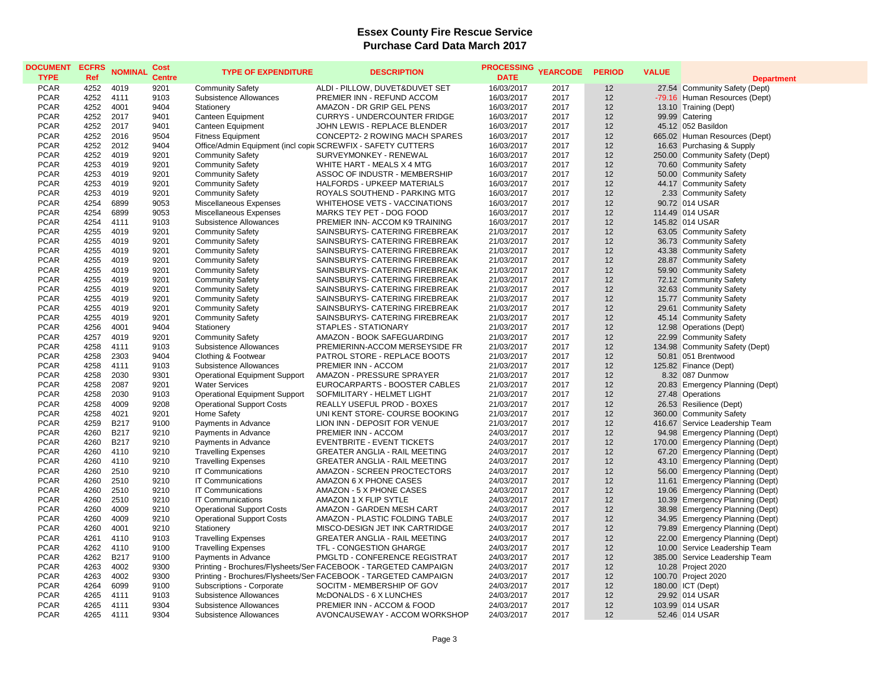# Essex County Fire Rescue Service
## Purchase Card Data March 2017

| DOCUMENT TYPE | ECFRS Ref | NOMINAL | Cost Centre | TYPE OF EXPENDITURE | DESCRIPTION | PROCESSING DATE | YEARCODE | PERIOD | VALUE | Department |
|---|---|---|---|---|---|---|---|---|---|---|
| PCAR | 4252 | 4019 | 9201 | Community Safety | ALDI - PILLOW, DUVET&DUVET SET | 16/03/2017 | 2017 | 12 | 27.54 | Community Safety (Dept) |
| PCAR | 4252 | 4111 | 9103 | Subsistence Allowances | PREMIER INN - REFUND ACCOM | 16/03/2017 | 2017 | 12 | -79.16 | Human Resources (Dept) |
| PCAR | 4252 | 4001 | 9404 | Stationery | AMAZON - DR GRIP GEL PENS | 16/03/2017 | 2017 | 12 | 13.10 | Training (Dept) |
| PCAR | 4252 | 2017 | 9401 | Canteen Equipment | CURRYS - UNDERCOUNTER FRIDGE | 16/03/2017 | 2017 | 12 | 99.99 | Catering |
| PCAR | 4252 | 2017 | 9401 | Canteen Equipment | JOHN LEWIS - REPLACE BLENDER | 16/03/2017 | 2017 | 12 | 45.12 | 052 Basildon |
| PCAR | 4252 | 2016 | 9504 | Fitness Equipment | CONCEPT2- 2 ROWING MACH SPARES | 16/03/2017 | 2017 | 12 | 665.02 | Human Resources (Dept) |
| PCAR | 4252 | 2012 | 9404 | Office/Admin Equipment (incl copie | SCREWFIX - SAFETY CUTTERS | 16/03/2017 | 2017 | 12 | 16.63 | Purchasing & Supply |
| PCAR | 4252 | 4019 | 9201 | Community Safety | SURVEYMONKEY - RENEWAL | 16/03/2017 | 2017 | 12 | 250.00 | Community Safety (Dept) |
| PCAR | 4253 | 4019 | 9201 | Community Safety | WHITE HART - MEALS X 4 MTG | 16/03/2017 | 2017 | 12 | 70.60 | Community Safety |
| PCAR | 4253 | 4019 | 9201 | Community Safety | ASSOC OF INDUSTR - MEMBERSHIP | 16/03/2017 | 2017 | 12 | 50.00 | Community Safety |
| PCAR | 4253 | 4019 | 9201 | Community Safety | HALFORDS - UPKEEP MATERIALS | 16/03/2017 | 2017 | 12 | 44.17 | Community Safety |
| PCAR | 4253 | 4019 | 9201 | Community Safety | ROYALS SOUTHEND - PARKING MTG | 16/03/2017 | 2017 | 12 | 2.33 | Community Safety |
| PCAR | 4254 | 6899 | 9053 | Miscellaneous Expenses | WHITEHOSE VETS - VACCINATIONS | 16/03/2017 | 2017 | 12 | 90.72 | 014 USAR |
| PCAR | 4254 | 6899 | 9053 | Miscellaneous Expenses | MARKS TEY PET - DOG FOOD | 16/03/2017 | 2017 | 12 | 114.49 | 014 USAR |
| PCAR | 4254 | 4111 | 9103 | Subsistence Allowances | PREMIER INN- ACCOM K9 TRAINING | 16/03/2017 | 2017 | 12 | 145.82 | 014 USAR |
| PCAR | 4255 | 4019 | 9201 | Community Safety | SAINSBURYS- CATERING FIREBREAK | 21/03/2017 | 2017 | 12 | 63.05 | Community Safety |
| PCAR | 4255 | 4019 | 9201 | Community Safety | SAINSBURYS- CATERING FIREBREAK | 21/03/2017 | 2017 | 12 | 36.73 | Community Safety |
| PCAR | 4255 | 4019 | 9201 | Community Safety | SAINSBURYS- CATERING FIREBREAK | 21/03/2017 | 2017 | 12 | 43.38 | Community Safety |
| PCAR | 4255 | 4019 | 9201 | Community Safety | SAINSBURYS- CATERING FIREBREAK | 21/03/2017 | 2017 | 12 | 28.87 | Community Safety |
| PCAR | 4255 | 4019 | 9201 | Community Safety | SAINSBURYS- CATERING FIREBREAK | 21/03/2017 | 2017 | 12 | 59.90 | Community Safety |
| PCAR | 4255 | 4019 | 9201 | Community Safety | SAINSBURYS- CATERING FIREBREAK | 21/03/2017 | 2017 | 12 | 72.12 | Community Safety |
| PCAR | 4255 | 4019 | 9201 | Community Safety | SAINSBURYS- CATERING FIREBREAK | 21/03/2017 | 2017 | 12 | 32.63 | Community Safety |
| PCAR | 4255 | 4019 | 9201 | Community Safety | SAINSBURYS- CATERING FIREBREAK | 21/03/2017 | 2017 | 12 | 15.77 | Community Safety |
| PCAR | 4255 | 4019 | 9201 | Community Safety | SAINSBURYS- CATERING FIREBREAK | 21/03/2017 | 2017 | 12 | 29.61 | Community Safety |
| PCAR | 4255 | 4019 | 9201 | Community Safety | SAINSBURYS- CATERING FIREBREAK | 21/03/2017 | 2017 | 12 | 45.14 | Community Safety |
| PCAR | 4256 | 4001 | 9404 | Stationery | STAPLES - STATIONARY | 21/03/2017 | 2017 | 12 | 12.98 | Operations (Dept) |
| PCAR | 4257 | 4019 | 9201 | Community Safety | AMAZON - BOOK SAFEGUARDING | 21/03/2017 | 2017 | 12 | 22.99 | Community Safety |
| PCAR | 4258 | 4111 | 9103 | Subsistence Allowances | PREMIERINN-ACCOM MERSEYSIDE FR | 21/03/2017 | 2017 | 12 | 134.98 | Community Safety (Dept) |
| PCAR | 4258 | 2303 | 9404 | Clothing & Footwear | PATROL STORE - REPLACE BOOTS | 21/03/2017 | 2017 | 12 | 50.81 | 051 Brentwood |
| PCAR | 4258 | 4111 | 9103 | Subsistence Allowances | PREMIER INN - ACCOM | 21/03/2017 | 2017 | 12 | 125.82 | Finance (Dept) |
| PCAR | 4258 | 2030 | 9301 | Operational Equipment Support | AMAZON - PRESSURE SPRAYER | 21/03/2017 | 2017 | 12 | 8.32 | 087 Dunmow |
| PCAR | 4258 | 2087 | 9201 | Water Services | EUROCARPARTS - BOOSTER CABLES | 21/03/2017 | 2017 | 12 | 20.83 | Emergency Planning (Dept) |
| PCAR | 4258 | 2030 | 9103 | Operational Equipment Support | SOFMILITARY - HELMET LIGHT | 21/03/2017 | 2017 | 12 | 27.48 | Operations |
| PCAR | 4258 | 4009 | 9208 | Operational Support Costs | REALLY USEFUL PROD - BOXES | 21/03/2017 | 2017 | 12 | 26.53 | Resilience (Dept) |
| PCAR | 4258 | 4021 | 9201 | Home Safety | UNI KENT STORE- COURSE BOOKING | 21/03/2017 | 2017 | 12 | 360.00 | Community Safety |
| PCAR | 4259 | B217 | 9100 | Payments in Advance | LION INN - DEPOSIT FOR VENUE | 21/03/2017 | 2017 | 12 | 416.67 | Service Leadership Team |
| PCAR | 4260 | B217 | 9210 | Payments in Advance | PREMIER INN - ACCOM | 24/03/2017 | 2017 | 12 | 94.98 | Emergency Planning (Dept) |
| PCAR | 4260 | B217 | 9210 | Payments in Advance | EVENTBRITE - EVENT TICKETS | 24/03/2017 | 2017 | 12 | 170.00 | Emergency Planning (Dept) |
| PCAR | 4260 | 4110 | 9210 | Travelling Expenses | GREATER ANGLIA - RAIL MEETING | 24/03/2017 | 2017 | 12 | 67.20 | Emergency Planning (Dept) |
| PCAR | 4260 | 4110 | 9210 | Travelling Expenses | GREATER ANGLIA - RAIL MEETING | 24/03/2017 | 2017 | 12 | 43.10 | Emergency Planning (Dept) |
| PCAR | 4260 | 2510 | 9210 | IT Communications | AMAZON - SCREEN PROCTECTORS | 24/03/2017 | 2017 | 12 | 56.00 | Emergency Planning (Dept) |
| PCAR | 4260 | 2510 | 9210 | IT Communications | AMAZON 6 X PHONE CASES | 24/03/2017 | 2017 | 12 | 11.61 | Emergency Planning (Dept) |
| PCAR | 4260 | 2510 | 9210 | IT Communications | AMAZON - 5 X PHONE CASES | 24/03/2017 | 2017 | 12 | 19.06 | Emergency Planning (Dept) |
| PCAR | 4260 | 2510 | 9210 | IT Communications | AMAZON 1 X FLIP SYTLE | 24/03/2017 | 2017 | 12 | 10.39 | Emergency Planning (Dept) |
| PCAR | 4260 | 4009 | 9210 | Operational Support Costs | AMAZON - GARDEN MESH CART | 24/03/2017 | 2017 | 12 | 38.98 | Emergency Planning (Dept) |
| PCAR | 4260 | 4009 | 9210 | Operational Support Costs | AMAZON - PLASTIC FOLDING TABLE | 24/03/2017 | 2017 | 12 | 34.95 | Emergency Planning (Dept) |
| PCAR | 4260 | 4001 | 9210 | Stationery | MISCO-DESIGN JET INK CARTRIDGE | 24/03/2017 | 2017 | 12 | 79.89 | Emergency Planning (Dept) |
| PCAR | 4261 | 4110 | 9103 | Travelling Expenses | GREATER ANGLIA - RAIL MEETING | 24/03/2017 | 2017 | 12 | 22.00 | Emergency Planning (Dept) |
| PCAR | 4262 | 4110 | 9100 | Travelling Expenses | TFL - CONGESTION GHARGE | 24/03/2017 | 2017 | 12 | 10.00 | Service Leadership Team |
| PCAR | 4262 | B217 | 9100 | Payments in Advance | PMGLTD - CONFERENCE REGISTRAT | 24/03/2017 | 2017 | 12 | 385.00 | Service Leadership Team |
| PCAR | 4263 | 4002 | 9300 | Printing - Brochures/Flysheets/Ser | FACEBOOK - TARGETED CAMPAIGN | 24/03/2017 | 2017 | 12 | 10.28 | Project 2020 |
| PCAR | 4263 | 4002 | 9300 | Printing - Brochures/Flysheets/Ser | FACEBOOK - TARGETED CAMPAIGN | 24/03/2017 | 2017 | 12 | 100.70 | Project 2020 |
| PCAR | 4264 | 6099 | 9100 | Subscriptions - Corporate | SOCITM - MEMBERSHIP OF GOV | 24/03/2017 | 2017 | 12 | 180.00 | ICT (Dept) |
| PCAR | 4265 | 4111 | 9103 | Subsistence Allowances | McDONALDS - 6 X LUNCHES | 24/03/2017 | 2017 | 12 | 29.92 | 014 USAR |
| PCAR | 4265 | 4111 | 9304 | Subsistence Allowances | PREMIER INN - ACCOM & FOOD | 24/03/2017 | 2017 | 12 | 103.99 | 014 USAR |
| PCAR | 4265 | 4111 | 9304 | Subsistence Allowances | AVONCAUSEWAY - ACCOM WORKSHOP | 24/03/2017 | 2017 | 12 | 52.46 | 014 USAR |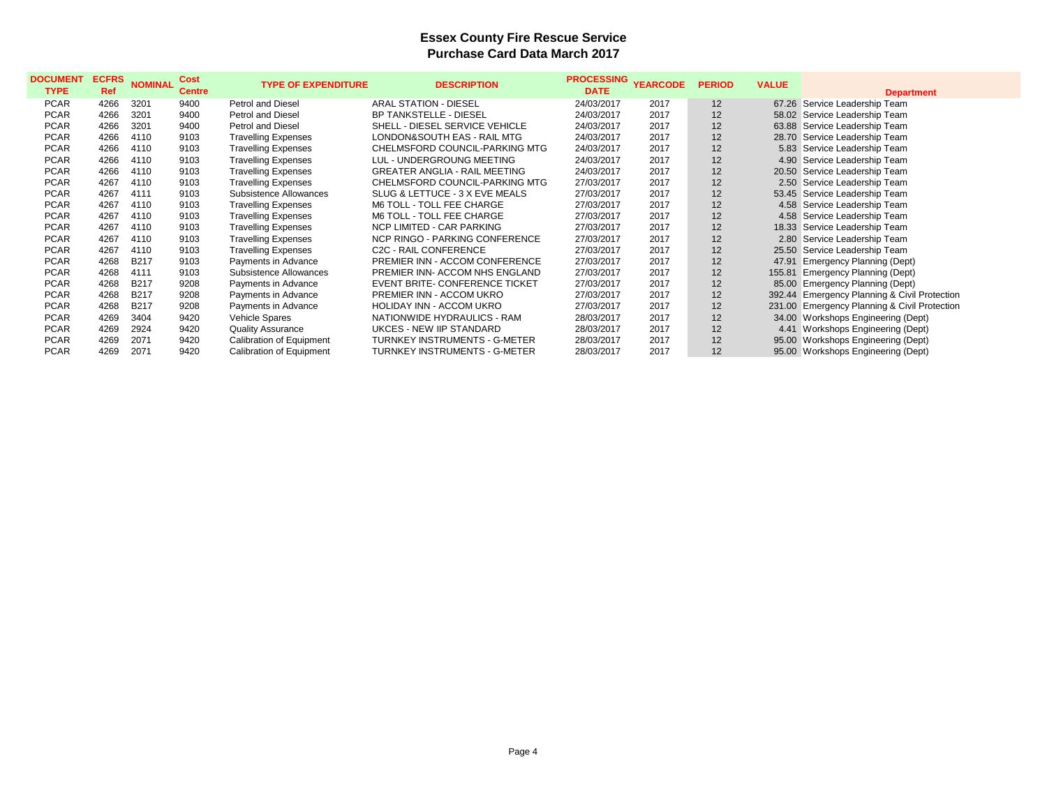## Essex County Fire Rescue Service
## Purchase Card Data March 2017

| DOCUMENT TYPE | ECFRS Ref | NOMINAL | Cost Centre | TYPE OF EXPENDITURE | DESCRIPTION | PROCESSING DATE | YEARCODE | PERIOD | VALUE | Department |
|---|---|---|---|---|---|---|---|---|---|---|
| PCAR | 4266 | 3201 | 9400 | Petrol and Diesel | ARAL STATION - DIESEL | 24/03/2017 | 2017 | 12 | 67.26 | Service Leadership Team |
| PCAR | 4266 | 3201 | 9400 | Petrol and Diesel | BP TANKSTELLE - DIESEL | 24/03/2017 | 2017 | 12 | 58.02 | Service Leadership Team |
| PCAR | 4266 | 3201 | 9400 | Petrol and Diesel | SHELL - DIESEL SERVICE VEHICLE | 24/03/2017 | 2017 | 12 | 63.88 | Service Leadership Team |
| PCAR | 4266 | 4110 | 9103 | Travelling Expenses | LONDON&SOUTH EAS - RAIL MTG | 24/03/2017 | 2017 | 12 | 28.70 | Service Leadership Team |
| PCAR | 4266 | 4110 | 9103 | Travelling Expenses | CHELMSFORD COUNCIL-PARKING MTG | 24/03/2017 | 2017 | 12 | 5.83 | Service Leadership Team |
| PCAR | 4266 | 4110 | 9103 | Travelling Expenses | LUL - UNDERGROUNG MEETING | 24/03/2017 | 2017 | 12 | 4.90 | Service Leadership Team |
| PCAR | 4266 | 4110 | 9103 | Travelling Expenses | GREATER ANGLIA - RAIL MEETING | 24/03/2017 | 2017 | 12 | 20.50 | Service Leadership Team |
| PCAR | 4267 | 4110 | 9103 | Travelling Expenses | CHELMSFORD COUNCIL-PARKING MTG | 27/03/2017 | 2017 | 12 | 2.50 | Service Leadership Team |
| PCAR | 4267 | 4111 | 9103 | Subsistence Allowances | SLUG & LETTUCE - 3 X EVE MEALS | 27/03/2017 | 2017 | 12 | 53.45 | Service Leadership Team |
| PCAR | 4267 | 4110 | 9103 | Travelling Expenses | M6 TOLL - TOLL FEE CHARGE | 27/03/2017 | 2017 | 12 | 4.58 | Service Leadership Team |
| PCAR | 4267 | 4110 | 9103 | Travelling Expenses | M6 TOLL - TOLL FEE CHARGE | 27/03/2017 | 2017 | 12 | 4.58 | Service Leadership Team |
| PCAR | 4267 | 4110 | 9103 | Travelling Expenses | NCP LIMITED - CAR PARKING | 27/03/2017 | 2017 | 12 | 18.33 | Service Leadership Team |
| PCAR | 4267 | 4110 | 9103 | Travelling Expenses | NCP RINGO - PARKING CONFERENCE | 27/03/2017 | 2017 | 12 | 2.80 | Service Leadership Team |
| PCAR | 4267 | 4110 | 9103 | Travelling Expenses | C2C - RAIL CONFERENCE | 27/03/2017 | 2017 | 12 | 25.50 | Service Leadership Team |
| PCAR | 4268 | B217 | 9103 | Payments in Advance | PREMIER INN - ACCOM CONFERENCE | 27/03/2017 | 2017 | 12 | 47.91 | Emergency Planning (Dept) |
| PCAR | 4268 | 4111 | 9103 | Subsistence Allowances | PREMIER INN- ACCOM NHS ENGLAND | 27/03/2017 | 2017 | 12 | 155.81 | Emergency Planning (Dept) |
| PCAR | 4268 | B217 | 9208 | Payments in Advance | EVENT BRITE- CONFERENCE TICKET | 27/03/2017 | 2017 | 12 | 85.00 | Emergency Planning (Dept) |
| PCAR | 4268 | B217 | 9208 | Payments in Advance | PREMIER INN - ACCOM UKRO | 27/03/2017 | 2017 | 12 | 392.44 | Emergency Planning & Civil Protection |
| PCAR | 4268 | B217 | 9208 | Payments in Advance | HOLIDAY INN - ACCOM UKRO | 27/03/2017 | 2017 | 12 | 231.00 | Emergency Planning & Civil Protection |
| PCAR | 4269 | 3404 | 9420 | Vehicle Spares | NATIONWIDE HYDRAULICS - RAM | 28/03/2017 | 2017 | 12 | 34.00 | Workshops Engineering (Dept) |
| PCAR | 4269 | 2924 | 9420 | Quality Assurance | UKCES - NEW IIP STANDARD | 28/03/2017 | 2017 | 12 | 4.41 | Workshops Engineering (Dept) |
| PCAR | 4269 | 2071 | 9420 | Calibration of Equipment | TURNKEY INSTRUMENTS - G-METER | 28/03/2017 | 2017 | 12 | 95.00 | Workshops Engineering (Dept) |
| PCAR | 4269 | 2071 | 9420 | Calibration of Equipment | TURNKEY INSTRUMENTS - G-METER | 28/03/2017 | 2017 | 12 | 95.00 | Workshops Engineering (Dept) |